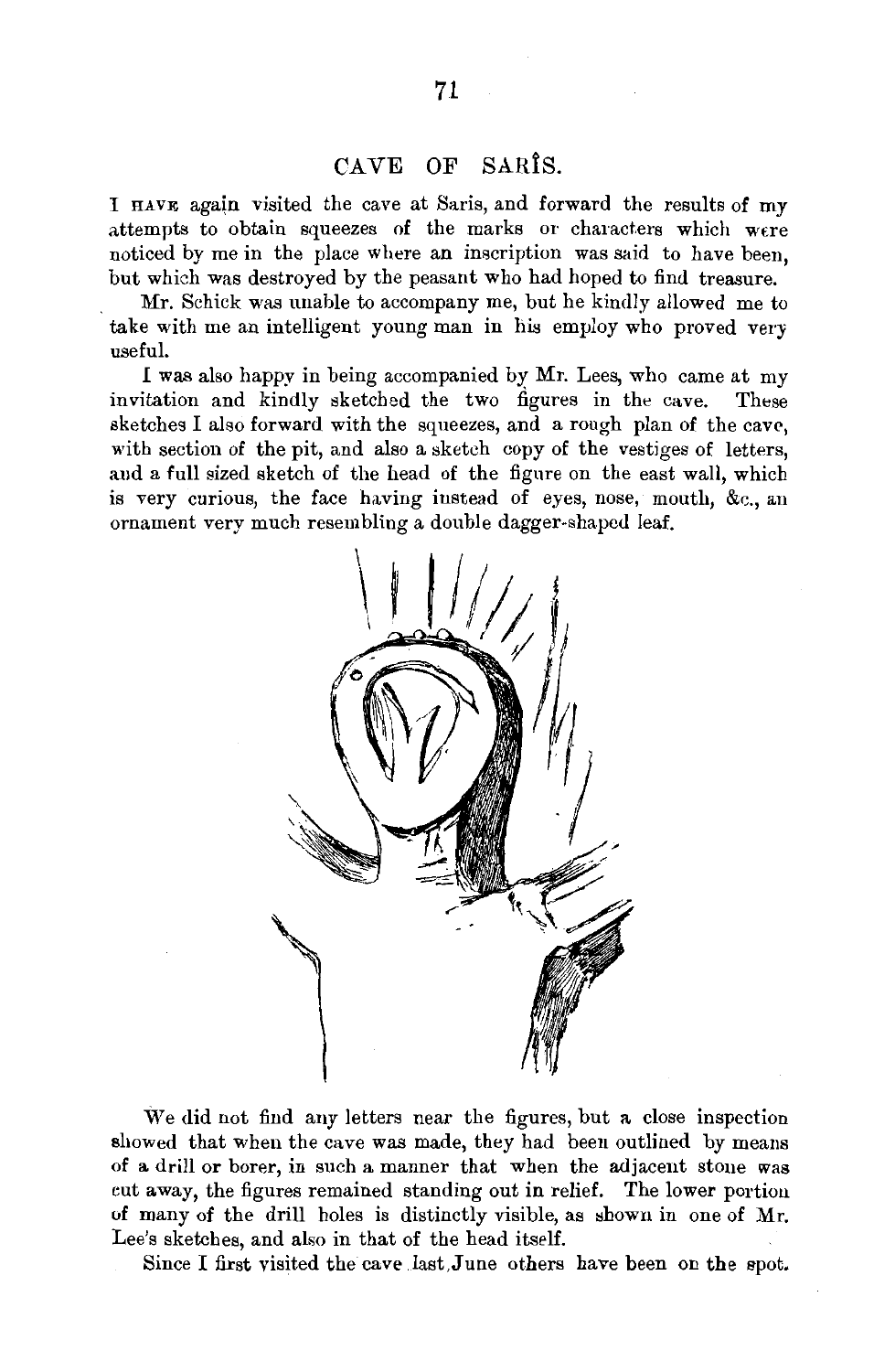## CAVE OF SARÎS.

I HAVE again visited the cave at Saris, and forward the results of my attempts to obtain squeezes of the marks or characters which were noticed by me in the place where an inscription was said to have been, but which was destroyed by the peasant who had hoped to find treasure.

Mr. Schick was unable to accompany me, but he kindly allowed me to take with me an intelligent young man in his employ who proved very useful.

I was also happy in being accompanied by Mr. Lees, who came at my invitation and kindly sketched the two figures in the cave. These sketches I also forward with the squeezes, and a rough plan of the cave, with section of the pit, and also a sketch copy of the vestiges of letters, and a full sized sketch of the head of the figure on the east wall, which is very curious, the face having instead of eyes, nose, mouth, &c., an ornament very much resembling a double dagger-shaped leaf.

We did not find any letters near the figures, but a close inspection showed that when the cave was made, they had been outlined by means of a drill or borer, in such a manner that when the adjacent stone was cut away, the figures remained standing out in relief. The lower portion of many of the drill holes is distinctly visible, as shown in one of Mr. Lee's sketches, and also in that of the head itself.

Since I first visited the cave last June others have been on the spot.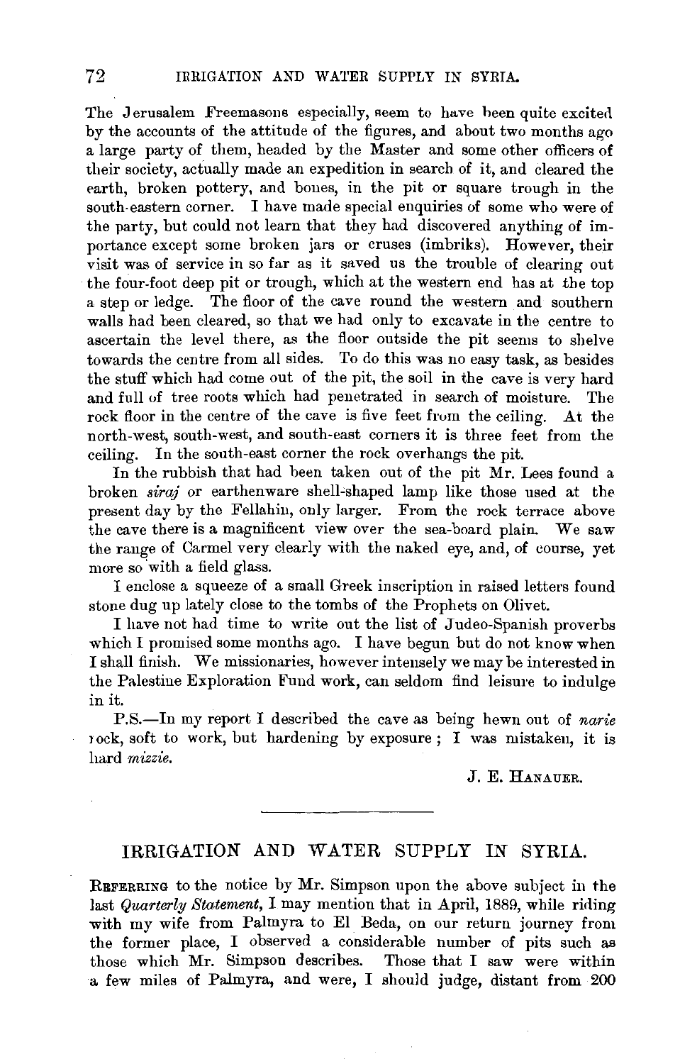The Jerusalem Freemasons especially, seem to have been quite excited by the accounts of the attitude of the figures, and about two months ago a large party of them, headed by the Master and some other officers of their society, actually made an expedition in search of it, and cleared the earth, broken pottery, and bones, in the pit or square trough in the south-eastern corner. I have made special enquiries of some who were of the party, but could not learn that they had discovered anything of importance except some broken jars or cruses (imbriks). However, their visit was of service in so far as it saved us the trouble of clearing out the four-foot deep pit or trough, which at the western end has at the top a step or ledge. The floor of the cave round the western and southern walls had been cleared, so that we had only to excavate in the centre to ascertain the level there, as the floor outside the pit seems to shelve towards the centre from all sides. To do this was no easy task, as besides the stuff which had come out of the pit, the soil in the cave is very hard and full of tree roots which had penetrated in search of moisture. The rock floor in the centre of the cave is five feet from the ceiling. At the north-west, south-west, and south-east corners it is three feet from the ceiling. In the south-east corner the rock overhangs the pit.

In the rubbish that had been taken out of the pit Mr. Lees found a broken *siraj* or earthenware shell-shaped lamp like those used at the present day by the Fellahin, only larger. From the rock terrace above the cave there is a magnificent view over the sea-board plain. We saw the range of Carmel very clearly with the naked eye, and, of course, yet more so with a field glass.

I enclose a squeeze of a small Greek inscription in raised letters found stone dug up lately close to the tombs of the Prophets on Olivet.

I have not had time to write out the list of Judeo-Spanish proverbs which I promised some months ago. I have begun but do not know when I shall finish. We missionaries, however intensely we may be interested in the Palestine Exploration Fund work, can seldom find leisure to indulge in it.

P.S.—In my report I described the cave as being hewn out of *narie* rock, soft to work, but hardening by exposure; I was mistaken, it is hard *mizzie*.

J. E. HANAUER.

## IRRIGATION AND WATER SUPPLY IN SYRIA.

REFERRING to the notice by Mr. Simpson upon the above subject in the last *Quarterly Statement*, I may mention that in April, 1889, while riding with my wife from Palmyra to El Beda, on our return journey from the former place, I observed a considerable number of pits such as those which Mr. Simpson describes. Those that I saw were within a few miles of Palmyra, and were, I should judge, distant from 200